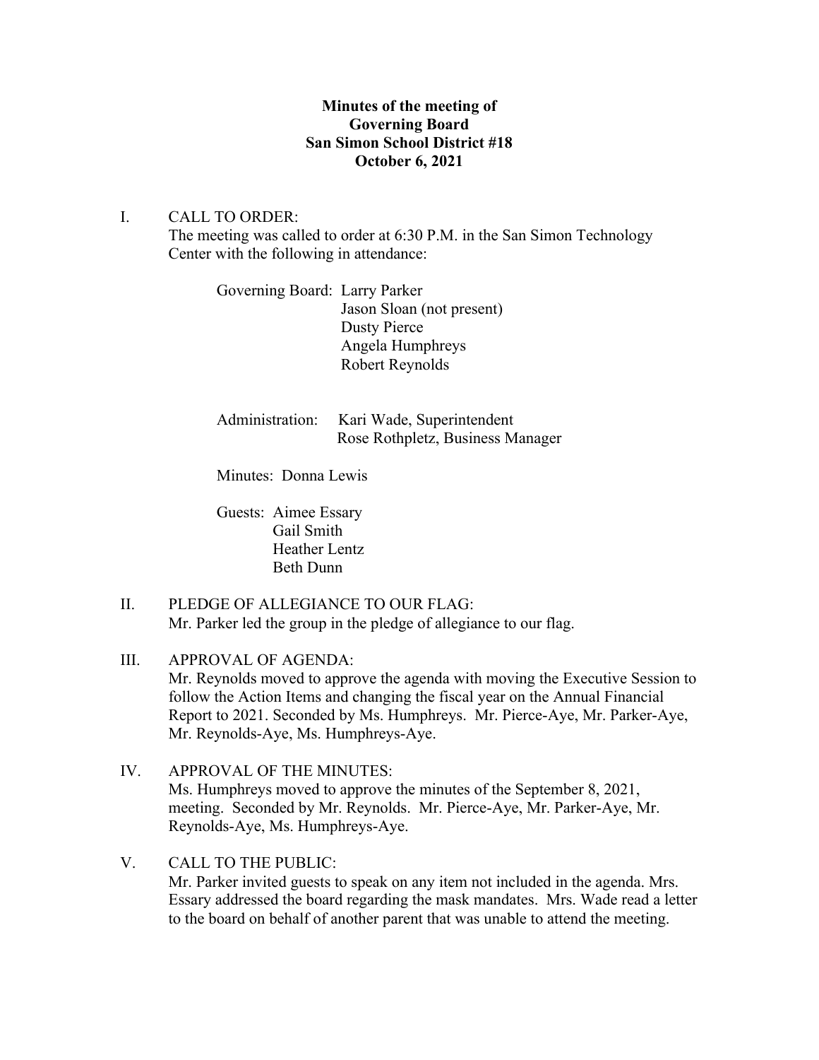**Minutes of the meeting of**
**Governing Board**
**San Simon School District #18**
**October 6, 2021**

I. CALL TO ORDER:
The meeting was called to order at 6:30 P.M. in the San Simon Technology Center with the following in attendance:

Governing Board: Larry Parker
Jason Sloan (not present)
Dusty Pierce
Angela Humphreys
Robert Reynolds

Administration: Kari Wade, Superintendent
Rose Rothpletz, Business Manager

Minutes: Donna Lewis

Guests: Aimee Essary
Gail Smith
Heather Lentz
Beth Dunn

II. PLEDGE OF ALLEGIANCE TO OUR FLAG:
Mr. Parker led the group in the pledge of allegiance to our flag.

III. APPROVAL OF AGENDA:
Mr. Reynolds moved to approve the agenda with moving the Executive Session to follow the Action Items and changing the fiscal year on the Annual Financial Report to 2021. Seconded by Ms. Humphreys. Mr. Pierce-Aye, Mr. Parker-Aye, Mr. Reynolds-Aye, Ms. Humphreys-Aye.

IV. APPROVAL OF THE MINUTES:
Ms. Humphreys moved to approve the minutes of the September 8, 2021, meeting. Seconded by Mr. Reynolds. Mr. Pierce-Aye, Mr. Parker-Aye, Mr. Reynolds-Aye, Ms. Humphreys-Aye.

V. CALL TO THE PUBLIC:
Mr. Parker invited guests to speak on any item not included in the agenda. Mrs. Essary addressed the board regarding the mask mandates. Mrs. Wade read a letter to the board on behalf of another parent that was unable to attend the meeting.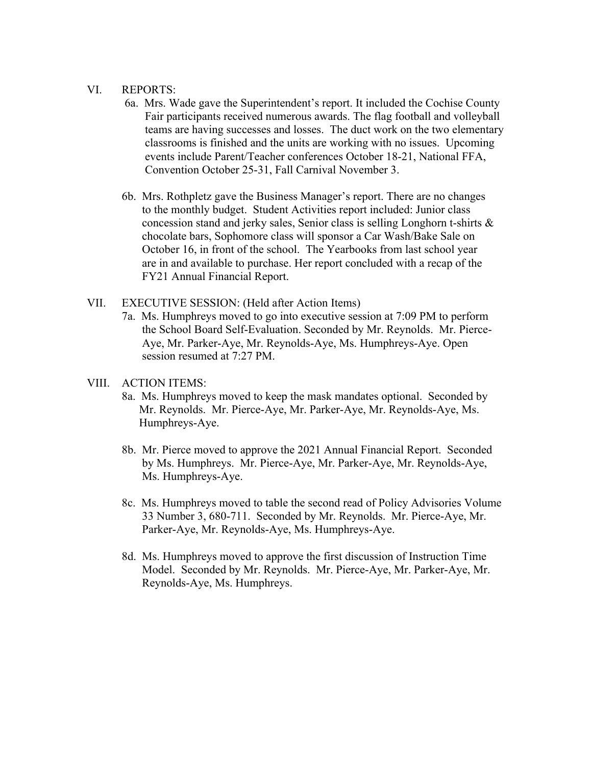VI. REPORTS:

6a. Mrs. Wade gave the Superintendent's report. It included the Cochise County Fair participants received numerous awards. The flag football and volleyball teams are having successes and losses. The duct work on the two elementary classrooms is finished and the units are working with no issues. Upcoming events include Parent/Teacher conferences October 18-21, National FFA, Convention October 25-31, Fall Carnival November 3.

6b. Mrs. Rothpletz gave the Business Manager's report. There are no changes to the monthly budget. Student Activities report included: Junior class concession stand and jerky sales, Senior class is selling Longhorn t-shirts & chocolate bars, Sophomore class will sponsor a Car Wash/Bake Sale on October 16, in front of the school. The Yearbooks from last school year are in and available to purchase. Her report concluded with a recap of the FY21 Annual Financial Report.

VII. EXECUTIVE SESSION: (Held after Action Items)

7a. Ms. Humphreys moved to go into executive session at 7:09 PM to perform the School Board Self-Evaluation. Seconded by Mr. Reynolds. Mr. Pierce-Aye, Mr. Parker-Aye, Mr. Reynolds-Aye, Ms. Humphreys-Aye. Open session resumed at 7:27 PM.

VIII. ACTION ITEMS:

8a. Ms. Humphreys moved to keep the mask mandates optional. Seconded by Mr. Reynolds. Mr. Pierce-Aye, Mr. Parker-Aye, Mr. Reynolds-Aye, Ms. Humphreys-Aye.

8b. Mr. Pierce moved to approve the 2021 Annual Financial Report. Seconded by Ms. Humphreys. Mr. Pierce-Aye, Mr. Parker-Aye, Mr. Reynolds-Aye, Ms. Humphreys-Aye.

8c. Ms. Humphreys moved to table the second read of Policy Advisories Volume 33 Number 3, 680-711. Seconded by Mr. Reynolds. Mr. Pierce-Aye, Mr. Parker-Aye, Mr. Reynolds-Aye, Ms. Humphreys-Aye.

8d. Ms. Humphreys moved to approve the first discussion of Instruction Time Model. Seconded by Mr. Reynolds. Mr. Pierce-Aye, Mr. Parker-Aye, Mr. Reynolds-Aye, Ms. Humphreys.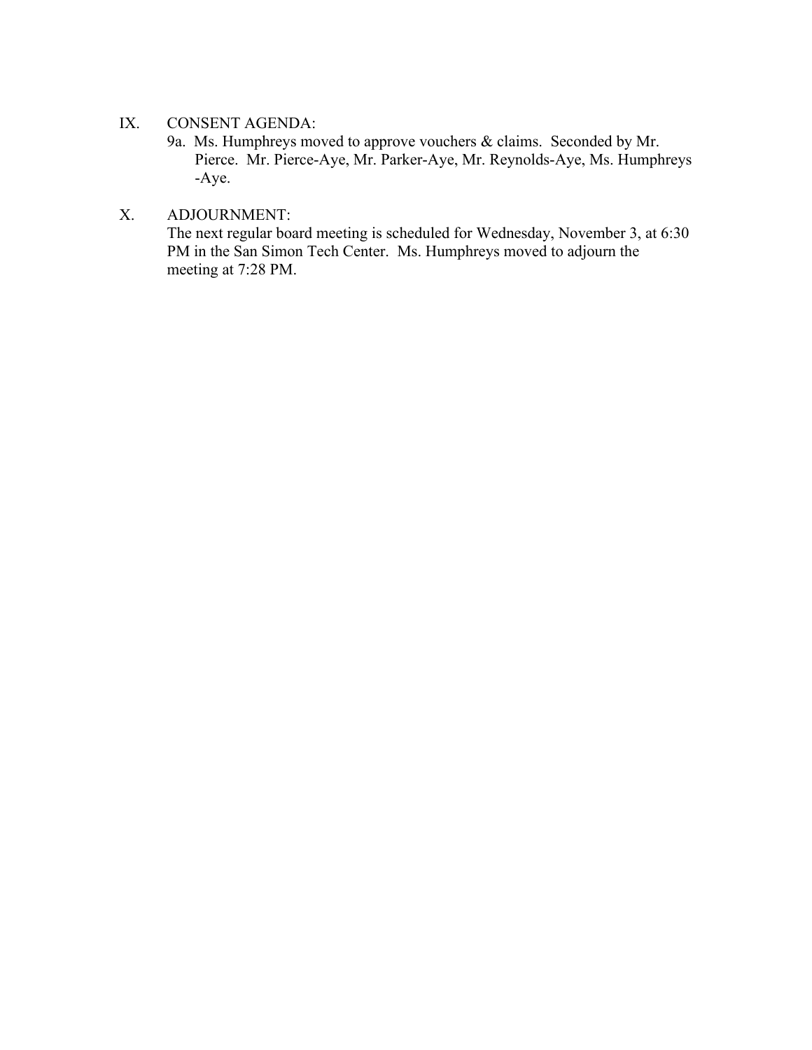IX. CONSENT AGENDA:

9a. Ms. Humphreys moved to approve vouchers & claims. Seconded by Mr. Pierce. Mr. Pierce-Aye, Mr. Parker-Aye, Mr. Reynolds-Aye, Ms. Humphreys -Aye.

X. ADJOURNMENT:

The next regular board meeting is scheduled for Wednesday, November 3, at 6:30 PM in the San Simon Tech Center. Ms. Humphreys moved to adjourn the meeting at 7:28 PM.